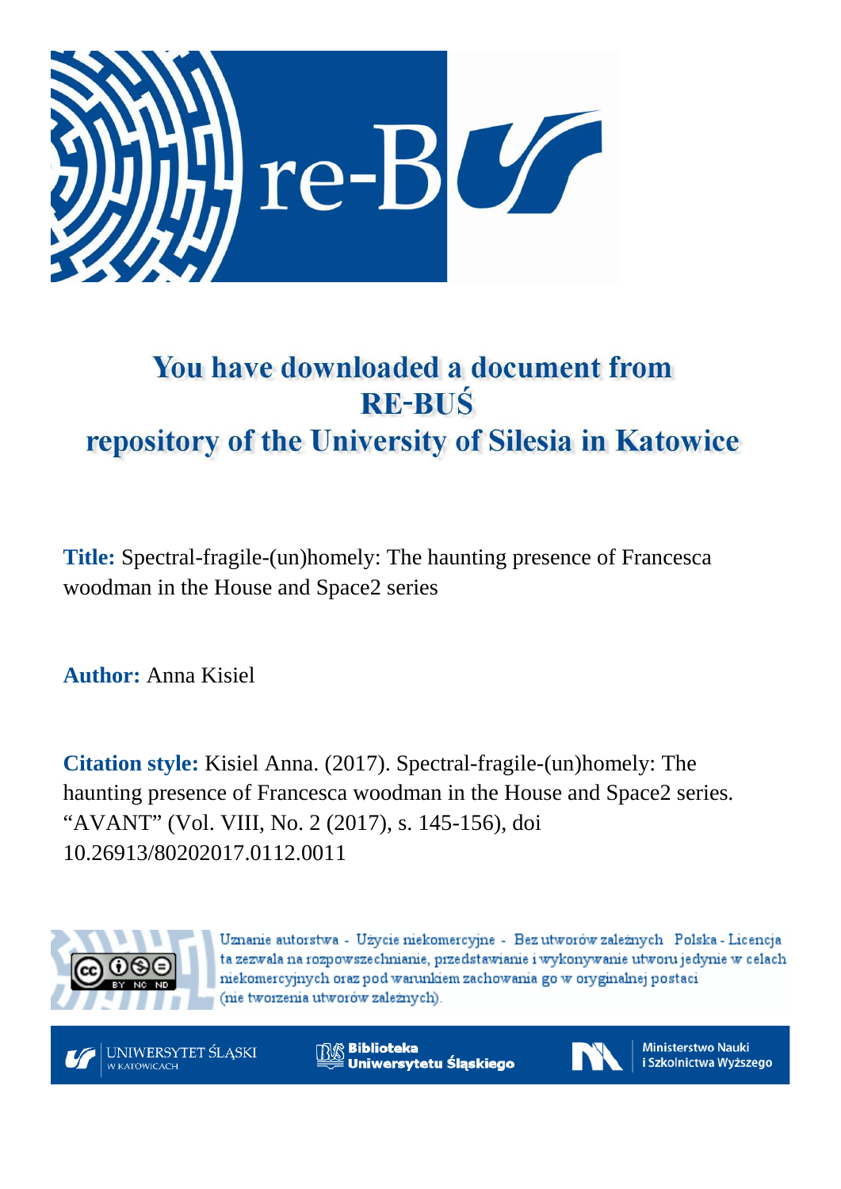# You have downloaded a document from RE-BUŚ repository of the University of Silesia in Katowice

**Title:** Spectral-fragile-(un)homely: The haunting presence of Francesca woodman in the House and Space2 series

**Author:** Anna Kisiel

**Citation style:** Kisiel Anna. (2017). Spectral-fragile-(un)homely: The haunting presence of Francesca woodman in the House and Space2 series. "AVANT" (Vol. VIII, No. 2 (2017), s. 145-156), doi 10.26913/80202017.0112.0011

Uznanie autorstwa - Użycie niekomercyjne - Bez utworów zależnych Polska - Licencja ta zezwala na rozpowszechnianie, przedstawianie i wykonywanie utworu jedynie w celach niekomercyjnych oraz pod warunkiem zachowania go w oryginalnej postaci (nie tworzenia utworów zależnych).

UNIWERSYTET ŚLĄSKI W KATOWICACH

Biblioteka Uniwersytetu Śląskiego

Ministerstwo Nauki i Szkolnictwa Wyższego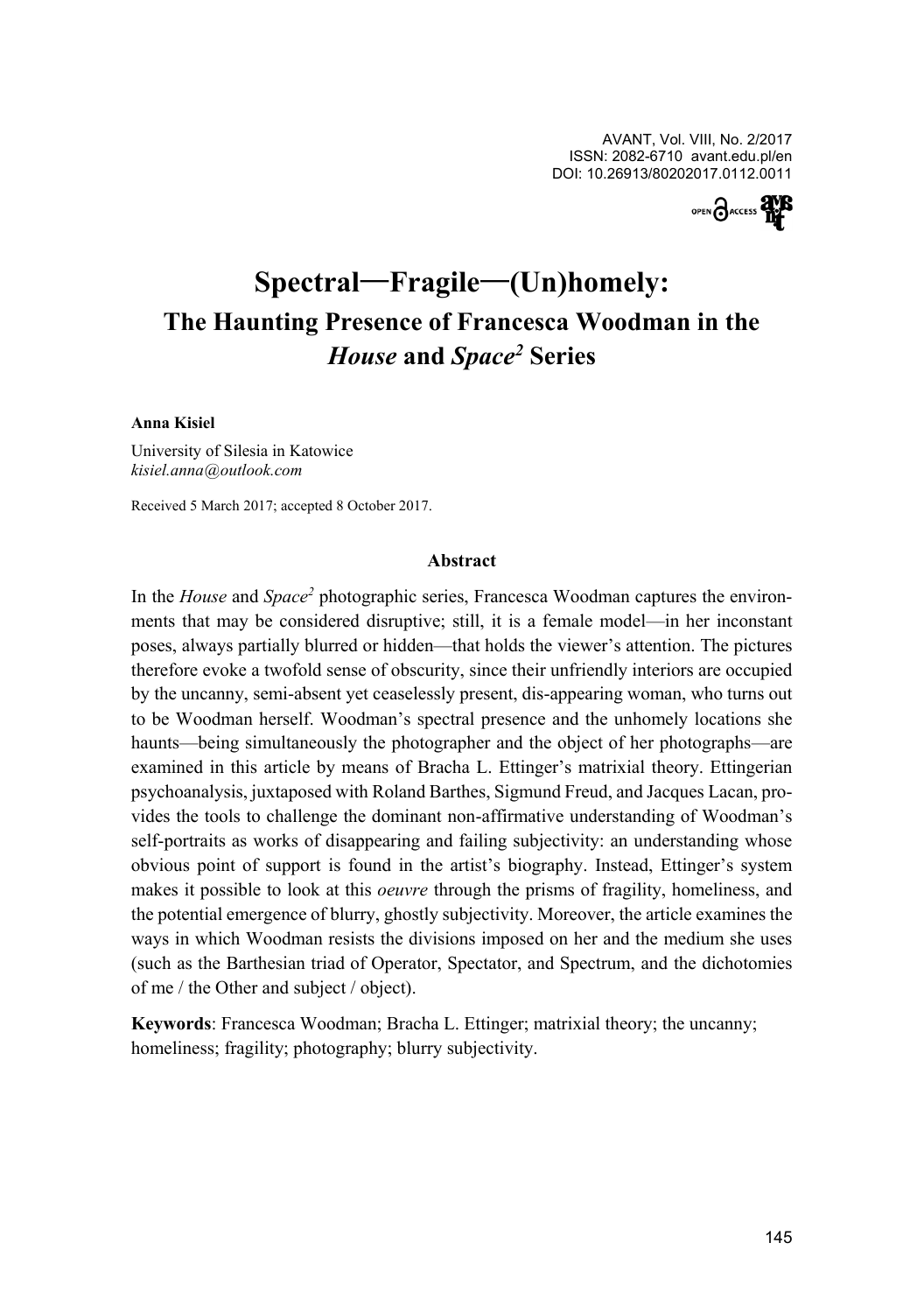# Spectral—Fragile—(Un)homely:

## The Haunting Presence of Francesca Woodman in the *House* and *Space²* Series

**Anna Kisiel**
University of Silesia in Katowice
*kisiel.anna@outlook.com*

Received 5 March 2017; accepted 8 October 2017.

### Abstract

In the *House* and *Space²* photographic series, Francesca Woodman captures the environments that may be considered disruptive; still, it is a female model—in her inconstant poses, always partially blurred or hidden—that holds the viewer's attention. The pictures therefore evoke a twofold sense of obscurity, since their unfriendly interiors are occupied by the uncanny, semi-absent yet ceaselessly present, dis-appearing woman, who turns out to be Woodman herself. Woodman's spectral presence and the unhomely locations she haunts—being simultaneously the photographer and the object of her photographs—are examined in this article by means of Bracha L. Ettinger's matrixial theory. Ettingerian psychoanalysis, juxtaposed with Roland Barthes, Sigmund Freud, and Jacques Lacan, provides the tools to challenge the dominant non-affirmative understanding of Woodman's self-portraits as works of disappearing and failing subjectivity: an understanding whose obvious point of support is found in the artist's biography. Instead, Ettinger's system makes it possible to look at this *oeuvre* through the prisms of fragility, homeliness, and the potential emergence of blurry, ghostly subjectivity. Moreover, the article examines the ways in which Woodman resists the divisions imposed on her and the medium she uses (such as the Barthesian triad of Operator, Spectator, and Spectrum, and the dichotomies of me / the Other and subject / object).

**Keywords**: Francesca Woodman; Bracha L. Ettinger; matrixial theory; the uncanny; homeliness; fragility; photography; blurry subjectivity.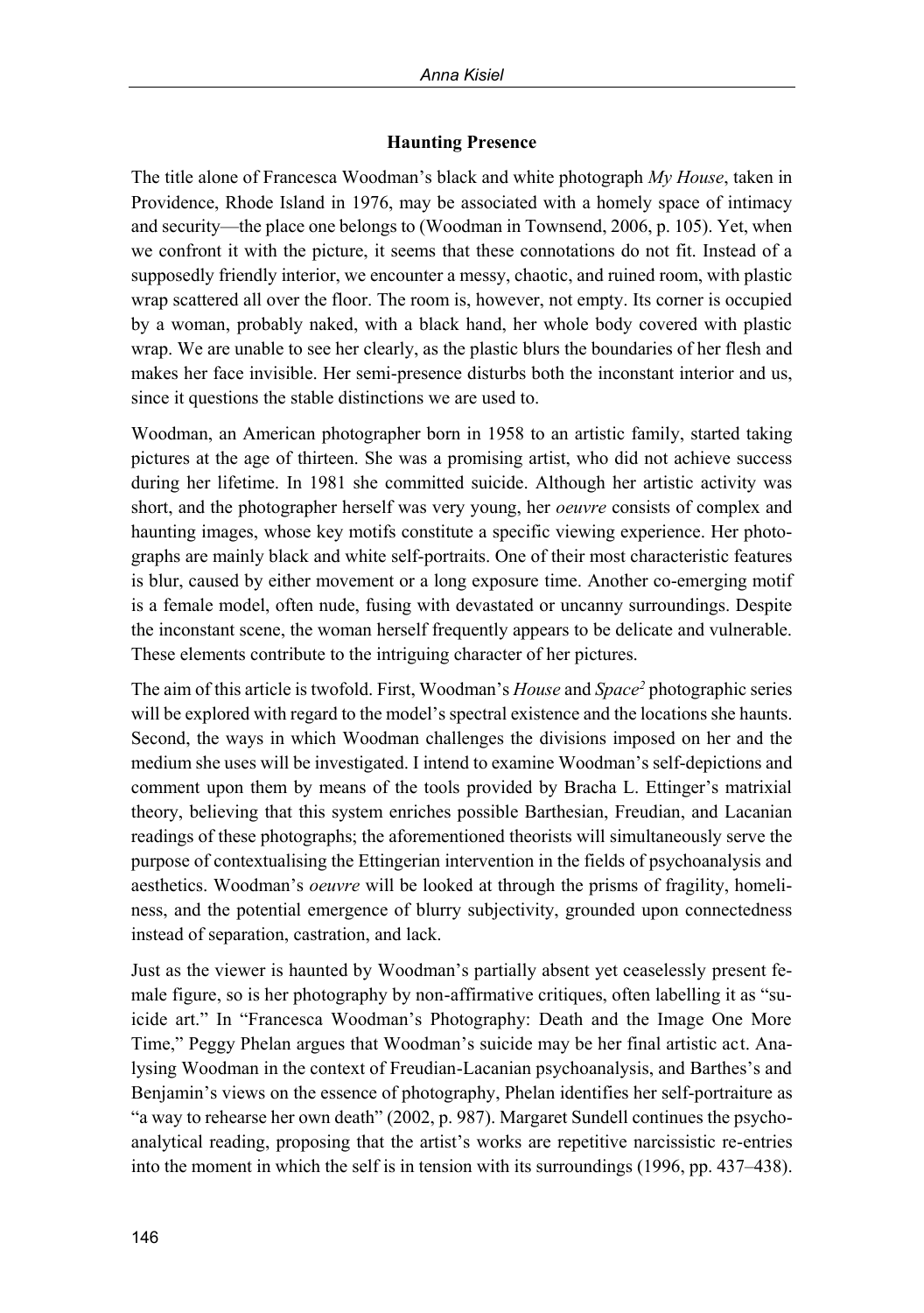### Haunting Presence

The title alone of Francesca Woodman's black and white photograph *My House*, taken in Providence, Rhode Island in 1976, may be associated with a homely space of intimacy and security—the place one belongs to (Woodman in Townsend, 2006, p. 105). Yet, when we confront it with the picture, it seems that these connotations do not fit. Instead of a supposedly friendly interior, we encounter a messy, chaotic, and ruined room, with plastic wrap scattered all over the floor. The room is, however, not empty. Its corner is occupied by a woman, probably naked, with a black hand, her whole body covered with plastic wrap. We are unable to see her clearly, as the plastic blurs the boundaries of her flesh and makes her face invisible. Her semi-presence disturbs both the inconstant interior and us, since it questions the stable distinctions we are used to.

Woodman, an American photographer born in 1958 to an artistic family, started taking pictures at the age of thirteen. She was a promising artist, who did not achieve success during her lifetime. In 1981 she committed suicide. Although her artistic activity was short, and the photographer herself was very young, her *oeuvre* consists of complex and haunting images, whose key motifs constitute a specific viewing experience. Her photographs are mainly black and white self-portraits. One of their most characteristic features is blur, caused by either movement or a long exposure time. Another co-emerging motif is a female model, often nude, fusing with devastated or uncanny surroundings. Despite the inconstant scene, the woman herself frequently appears to be delicate and vulnerable. These elements contribute to the intriguing character of her pictures.

The aim of this article is twofold. First, Woodman's *House* and *Space*[2] photographic series will be explored with regard to the model's spectral existence and the locations she haunts. Second, the ways in which Woodman challenges the divisions imposed on her and the medium she uses will be investigated. I intend to examine Woodman's self-depictions and comment upon them by means of the tools provided by Bracha L. Ettinger's matrixial theory, believing that this system enriches possible Barthesian, Freudian, and Lacanian readings of these photographs; the aforementioned theorists will simultaneously serve the purpose of contextualising the Ettingerian intervention in the fields of psychoanalysis and aesthetics. Woodman's *oeuvre* will be looked at through the prisms of fragility, homeliness, and the potential emergence of blurry subjectivity, grounded upon connectedness instead of separation, castration, and lack.

Just as the viewer is haunted by Woodman's partially absent yet ceaselessly present female figure, so is her photography by non-affirmative critiques, often labelling it as "suicide art." In "Francesca Woodman's Photography: Death and the Image One More Time," Peggy Phelan argues that Woodman's suicide may be her final artistic act. Analysing Woodman in the context of Freudian-Lacanian psychoanalysis, and Barthes's and Benjamin's views on the essence of photography, Phelan identifies her self-portraiture as "a way to rehearse her own death" (2002, p. 987). Margaret Sundell continues the psychoanalytical reading, proposing that the artist's works are repetitive narcissistic re-entries into the moment in which the self is in tension with its surroundings (1996, pp. 437–438).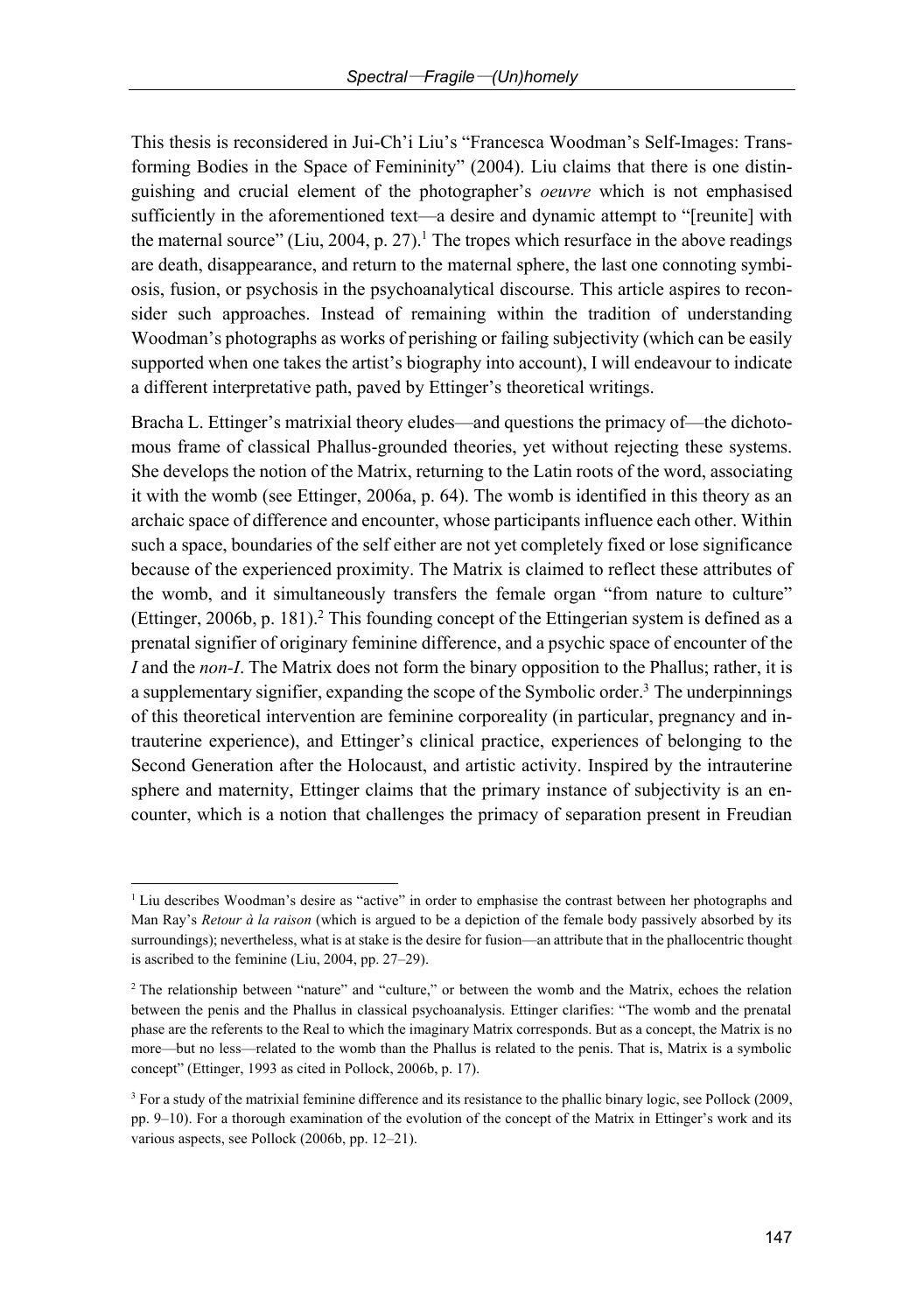This thesis is reconsidered in Jui-Ch'i Liu's "Francesca Woodman's Self-Images: Transforming Bodies in the Space of Femininity" (2004). Liu claims that there is one distinguishing and crucial element of the photographer's *oeuvre* which is not emphasised sufficiently in the aforementioned text—a desire and dynamic attempt to "[reunite] with the maternal source" (Liu, 2004, p. 27).[1] The tropes which resurface in the above readings are death, disappearance, and return to the maternal sphere, the last one connoting symbiosis, fusion, or psychosis in the psychoanalytical discourse. This article aspires to reconsider such approaches. Instead of remaining within the tradition of understanding Woodman's photographs as works of perishing or failing subjectivity (which can be easily supported when one takes the artist's biography into account), I will endeavour to indicate a different interpretative path, paved by Ettinger's theoretical writings.

Bracha L. Ettinger's matrixial theory eludes—and questions the primacy of—the dichotomous frame of classical Phallus-grounded theories, yet without rejecting these systems. She develops the notion of the Matrix, returning to the Latin roots of the word, associating it with the womb (see Ettinger, 2006a, p. 64). The womb is identified in this theory as an archaic space of difference and encounter, whose participants influence each other. Within such a space, boundaries of the self either are not yet completely fixed or lose significance because of the experienced proximity. The Matrix is claimed to reflect these attributes of the womb, and it simultaneously transfers the female organ "from nature to culture" (Ettinger, 2006b, p. 181).[2] This founding concept of the Ettingerian system is defined as a prenatal signifier of originary feminine difference, and a psychic space of encounter of the *I* and the *non-I*. The Matrix does not form the binary opposition to the Phallus; rather, it is a supplementary signifier, expanding the scope of the Symbolic order.[3] The underpinnings of this theoretical intervention are feminine corporeality (in particular, pregnancy and intrauterine experience), and Ettinger's clinical practice, experiences of belonging to the Second Generation after the Holocaust, and artistic activity. Inspired by the intrauterine sphere and maternity, Ettinger claims that the primary instance of subjectivity is an encounter, which is a notion that challenges the primacy of separation present in Freudian

[1] Liu describes Woodman's desire as "active" in order to emphasise the contrast between her photographs and Man Ray's *Retour à la raison* (which is argued to be a depiction of the female body passively absorbed by its surroundings); nevertheless, what is at stake is the desire for fusion—an attribute that in the phallocentric thought is ascribed to the feminine (Liu, 2004, pp. 27–29).

[2] The relationship between "nature" and "culture," or between the womb and the Matrix, echoes the relation between the penis and the Phallus in classical psychoanalysis. Ettinger clarifies: "The womb and the prenatal phase are the referents to the Real to which the imaginary Matrix corresponds. But as a concept, the Matrix is no more—but no less—related to the womb than the Phallus is related to the penis. That is, Matrix is a symbolic concept" (Ettinger, 1993 as cited in Pollock, 2006b, p. 17).

[3] For a study of the matrixial feminine difference and its resistance to the phallic binary logic, see Pollock (2009, pp. 9–10). For a thorough examination of the evolution of the concept of the Matrix in Ettinger's work and its various aspects, see Pollock (2006b, pp. 12–21).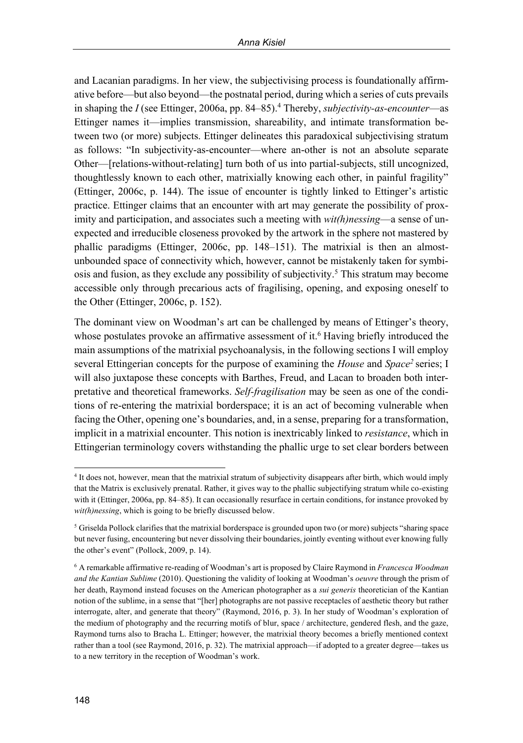and Lacanian paradigms. In her view, the subjectivising process is foundationally affirmative before—but also beyond—the postnatal period, during which a series of cuts prevails in shaping the *I* (see Ettinger, 2006a, pp. 84–85).[4] Thereby, *subjectivity-as-encounter*—as Ettinger names it—implies transmission, shareability, and intimate transformation between two (or more) subjects. Ettinger delineates this paradoxical subjectivising stratum as follows: "In subjectivity-as-encounter—where an-other is not an absolute separate Other—[relations-without-relating] turn both of us into partial-subjects, still uncognized, thoughtlessly known to each other, matrixially knowing each other, in painful fragility" (Ettinger, 2006c, p. 144). The issue of encounter is tightly linked to Ettinger's artistic practice. Ettinger claims that an encounter with art may generate the possibility of proximity and participation, and associates such a meeting with *wit(h)nessing*—a sense of unexpected and irreducible closeness provoked by the artwork in the sphere not mastered by phallic paradigms (Ettinger, 2006c, pp. 148–151). The matrixial is then an almost-unbounded space of connectivity which, however, cannot be mistakenly taken for symbiosis and fusion, as they exclude any possibility of subjectivity.[5] This stratum may become accessible only through precarious acts of fragilising, opening, and exposing oneself to the Other (Ettinger, 2006c, p. 152).

The dominant view on Woodman's art can be challenged by means of Ettinger's theory, whose postulates provoke an affirmative assessment of it.[6] Having briefly introduced the main assumptions of the matrixial psychoanalysis, in the following sections I will employ several Ettingerian concepts for the purpose of examining the *House* and *Space²* series; I will also juxtapose these concepts with Barthes, Freud, and Lacan to broaden both interpretative and theoretical frameworks. *Self-fragilisation* may be seen as one of the conditions of re-entering the matrixial borderspace; it is an act of becoming vulnerable when facing the Other, opening one's boundaries, and, in a sense, preparing for a transformation, implicit in a matrixial encounter. This notion is inextricably linked to *resistance*, which in Ettingerian terminology covers withstanding the phallic urge to set clear borders between

---

[4] It does not, however, mean that the matrixial stratum of subjectivity disappears after birth, which would imply that the Matrix is exclusively prenatal. Rather, it gives way to the phallic subjectifying stratum while co-existing with it (Ettinger, 2006a, pp. 84–85). It can occasionally resurface in certain conditions, for instance provoked by *wit(h)nessing*, which is going to be briefly discussed below.

[5] Griselda Pollock clarifies that the matrixial borderspace is grounded upon two (or more) subjects "sharing space but never fusing, encountering but never dissolving their boundaries, jointly eventing without ever knowing fully the other's event" (Pollock, 2009, p. 14).

[6] A remarkable affirmative re-reading of Woodman's art is proposed by Claire Raymond in *Francesca Woodman and the Kantian Sublime* (2010). Questioning the validity of looking at Woodman's *oeuvre* through the prism of her death, Raymond instead focuses on the American photographer as a *sui generis* theoretician of the Kantian notion of the sublime, in a sense that "[her] photographs are not passive receptacles of aesthetic theory but rather interrogate, alter, and generate that theory" (Raymond, 2016, p. 3). In her study of Woodman's exploration of the medium of photography and the recurring motifs of blur, space / architecture, gendered flesh, and the gaze, Raymond turns also to Bracha L. Ettinger; however, the matrixial theory becomes a briefly mentioned context rather than a tool (see Raymond, 2016, p. 32). The matrixial approach—if adopted to a greater degree—takes us to a new territory in the reception of Woodman's work.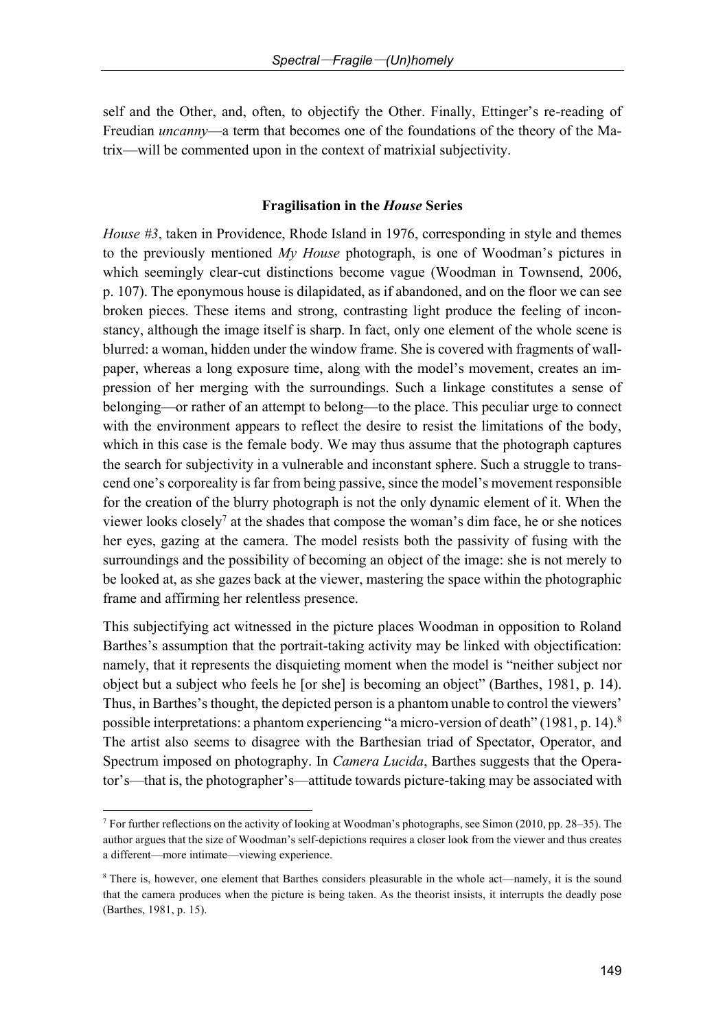self and the Other, and, often, to objectify the Other. Finally, Ettinger's re-reading of Freudian *uncanny*—a term that becomes one of the foundations of the theory of the Matrix—will be commented upon in the context of matrixial subjectivity.

## Fragilisation in the *House* Series

*House #3*, taken in Providence, Rhode Island in 1976, corresponding in style and themes to the previously mentioned *My House* photograph, is one of Woodman's pictures in which seemingly clear-cut distinctions become vague (Woodman in Townsend, 2006, p. 107). The eponymous house is dilapidated, as if abandoned, and on the floor we can see broken pieces. These items and strong, contrasting light produce the feeling of inconstancy, although the image itself is sharp. In fact, only one element of the whole scene is blurred: a woman, hidden under the window frame. She is covered with fragments of wallpaper, whereas a long exposure time, along with the model's movement, creates an impression of her merging with the surroundings. Such a linkage constitutes a sense of belonging—or rather of an attempt to belong—to the place. This peculiar urge to connect with the environment appears to reflect the desire to resist the limitations of the body, which in this case is the female body. We may thus assume that the photograph captures the search for subjectivity in a vulnerable and inconstant sphere. Such a struggle to transcend one's corporeality is far from being passive, since the model's movement responsible for the creation of the blurry photograph is not the only dynamic element of it. When the viewer looks closely[7] at the shades that compose the woman's dim face, he or she notices her eyes, gazing at the camera. The model resists both the passivity of fusing with the surroundings and the possibility of becoming an object of the image: she is not merely to be looked at, as she gazes back at the viewer, mastering the space within the photographic frame and affirming her relentless presence.

This subjectifying act witnessed in the picture places Woodman in opposition to Roland Barthes's assumption that the portrait-taking activity may be linked with objectification: namely, that it represents the disquieting moment when the model is "neither subject nor object but a subject who feels he [or she] is becoming an object" (Barthes, 1981, p. 14). Thus, in Barthes's thought, the depicted person is a phantom unable to control the viewers' possible interpretations: a phantom experiencing "a micro-version of death" (1981, p. 14).[8] The artist also seems to disagree with the Barthesian triad of Spectator, Operator, and Spectrum imposed on photography. In *Camera Lucida*, Barthes suggests that the Operator's—that is, the photographer's—attitude towards picture-taking may be associated with

---

[7] For further reflections on the activity of looking at Woodman's photographs, see Simon (2010, pp. 28–35). The author argues that the size of Woodman's self-depictions requires a closer look from the viewer and thus creates a different—more intimate—viewing experience.

[8] There is, however, one element that Barthes considers pleasurable in the whole act—namely, it is the sound that the camera produces when the picture is being taken. As the theorist insists, it interrupts the deadly pose (Barthes, 1981, p. 15).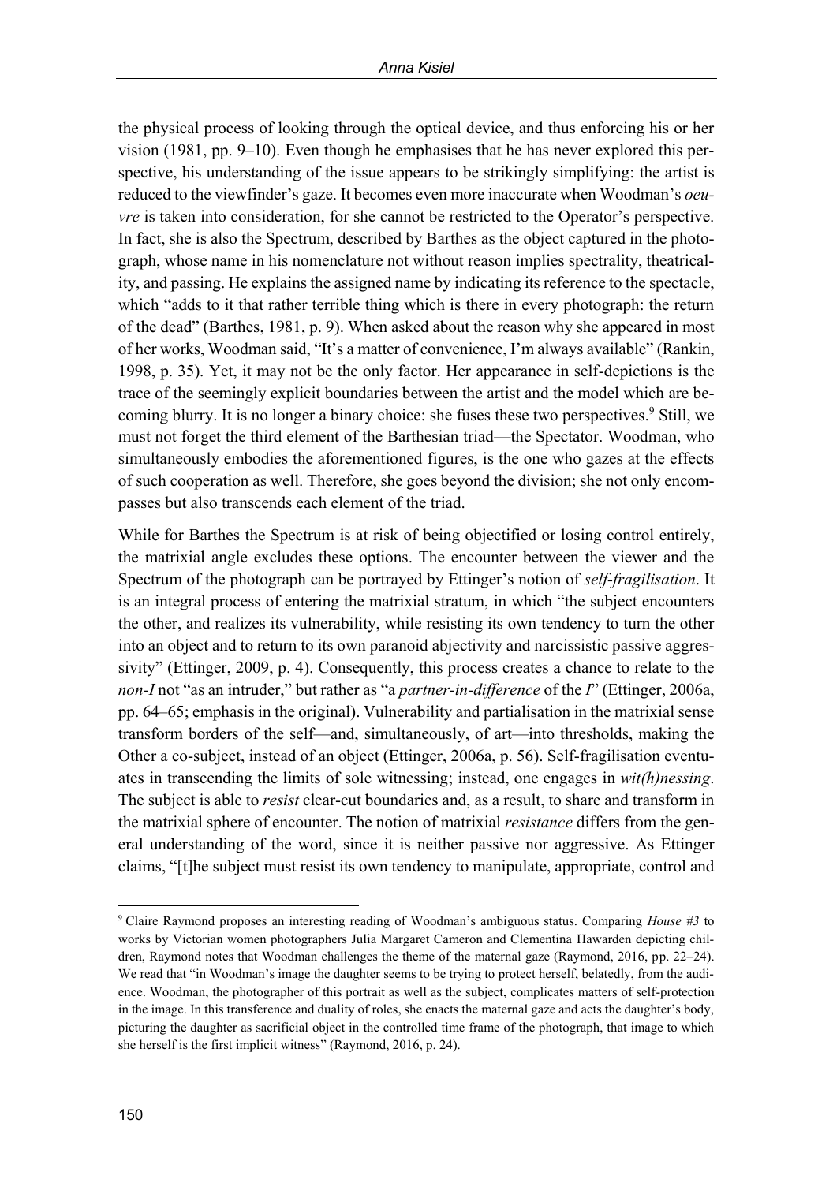the physical process of looking through the optical device, and thus enforcing his or her vision (1981, pp. 9–10). Even though he emphasises that he has never explored this perspective, his understanding of the issue appears to be strikingly simplifying: the artist is reduced to the viewfinder's gaze. It becomes even more inaccurate when Woodman's *oeuvre* is taken into consideration, for she cannot be restricted to the Operator's perspective. In fact, she is also the Spectrum, described by Barthes as the object captured in the photograph, whose name in his nomenclature not without reason implies spectrality, theatricality, and passing. He explains the assigned name by indicating its reference to the spectacle, which "adds to it that rather terrible thing which is there in every photograph: the return of the dead" (Barthes, 1981, p. 9). When asked about the reason why she appeared in most of her works, Woodman said, "It's a matter of convenience, I'm always available" (Rankin, 1998, p. 35). Yet, it may not be the only factor. Her appearance in self-depictions is the trace of the seemingly explicit boundaries between the artist and the model which are becoming blurry. It is no longer a binary choice: she fuses these two perspectives.[9] Still, we must not forget the third element of the Barthesian triad—the Spectator. Woodman, who simultaneously embodies the aforementioned figures, is the one who gazes at the effects of such cooperation as well. Therefore, she goes beyond the division; she not only encompasses but also transcends each element of the triad.

While for Barthes the Spectrum is at risk of being objectified or losing control entirely, the matrixial angle excludes these options. The encounter between the viewer and the Spectrum of the photograph can be portrayed by Ettinger's notion of *self-fragilisation*. It is an integral process of entering the matrixial stratum, in which "the subject encounters the other, and realizes its vulnerability, while resisting its own tendency to turn the other into an object and to return to its own paranoid abjectivity and narcissistic passive aggressivity" (Ettinger, 2009, p. 4). Consequently, this process creates a chance to relate to the *non-I* not "as an intruder," but rather as "a *partner-in-difference* of the *I*" (Ettinger, 2006a, pp. 64–65; emphasis in the original). Vulnerability and partialisation in the matrixial sense transform borders of the self—and, simultaneously, of art—into thresholds, making the Other a co-subject, instead of an object (Ettinger, 2006a, p. 56). Self-fragilisation eventuates in transcending the limits of sole witnessing; instead, one engages in *wit(h)nessing*. The subject is able to *resist* clear-cut boundaries and, as a result, to share and transform in the matrixial sphere of encounter. The notion of matrixial *resistance* differs from the general understanding of the word, since it is neither passive nor aggressive. As Ettinger claims, "[t]he subject must resist its own tendency to manipulate, appropriate, control and

---

[9] Claire Raymond proposes an interesting reading of Woodman's ambiguous status. Comparing *House #3* to works by Victorian women photographers Julia Margaret Cameron and Clementina Hawarden depicting children, Raymond notes that Woodman challenges the theme of the maternal gaze (Raymond, 2016, pp. 22–24). We read that "in Woodman's image the daughter seems to be trying to protect herself, belatedly, from the audience. Woodman, the photographer of this portrait as well as the subject, complicates matters of self-protection in the image. In this transference and duality of roles, she enacts the maternal gaze and acts the daughter's body, picturing the daughter as sacrificial object in the controlled time frame of the photograph, that image to which she herself is the first implicit witness" (Raymond, 2016, p. 24).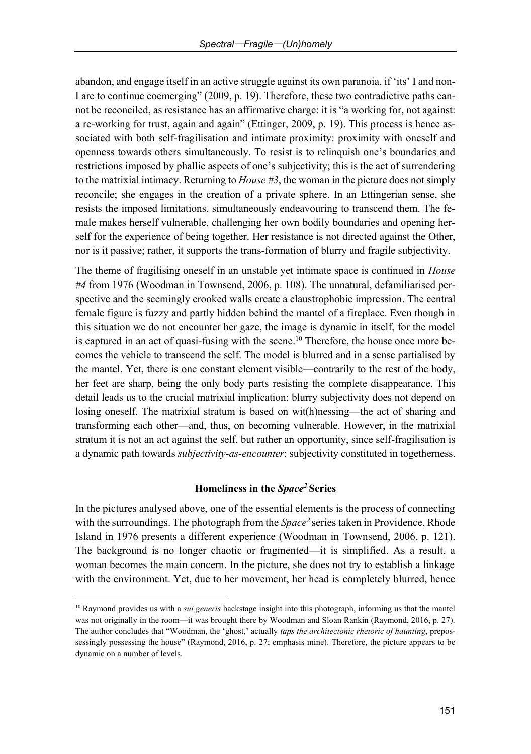abandon, and engage itself in an active struggle against its own paranoia, if 'its' I and non-I are to continue coemerging" (2009, p. 19). Therefore, these two contradictive paths cannot be reconciled, as resistance has an affirmative charge: it is "a working for, not against: a re-working for trust, again and again" (Ettinger, 2009, p. 19). This process is hence associated with both self-fragilisation and intimate proximity: proximity with oneself and openness towards others simultaneously. To resist is to relinquish one's boundaries and restrictions imposed by phallic aspects of one's subjectivity; this is the act of surrendering to the matrixial intimacy. Returning to *House #3*, the woman in the picture does not simply reconcile; she engages in the creation of a private sphere. In an Ettingerian sense, she resists the imposed limitations, simultaneously endeavouring to transcend them. The female makes herself vulnerable, challenging her own bodily boundaries and opening herself for the experience of being together. Her resistance is not directed against the Other, nor is it passive; rather, it supports the trans-formation of blurry and fragile subjectivity.

The theme of fragilising oneself in an unstable yet intimate space is continued in *House #4* from 1976 (Woodman in Townsend, 2006, p. 108). The unnatural, defamiliarised perspective and the seemingly crooked walls create a claustrophobic impression. The central female figure is fuzzy and partly hidden behind the mantel of a fireplace. Even though in this situation we do not encounter her gaze, the image is dynamic in itself, for the model is captured in an act of quasi-fusing with the scene.[10] Therefore, the house once more becomes the vehicle to transcend the self. The model is blurred and in a sense partialised by the mantel. Yet, there is one constant element visible—contrarily to the rest of the body, her feet are sharp, being the only body parts resisting the complete disappearance. This detail leads us to the crucial matrixial implication: blurry subjectivity does not depend on losing oneself. The matrixial stratum is based on wit(h)nessing—the act of sharing and transforming each other—and, thus, on becoming vulnerable. However, in the matrixial stratum it is not an act against the self, but rather an opportunity, since self-fragilisation is a dynamic path towards *subjectivity-as-encounter*: subjectivity constituted in togetherness.

### Homeliness in the *Space²* Series

In the pictures analysed above, one of the essential elements is the process of connecting with the surroundings. The photograph from the *Space²* series taken in Providence, Rhode Island in 1976 presents a different experience (Woodman in Townsend, 2006, p. 121). The background is no longer chaotic or fragmented—it is simplified. As a result, a woman becomes the main concern. In the picture, she does not try to establish a linkage with the environment. Yet, due to her movement, her head is completely blurred, hence

---

[10] Raymond provides us with a *sui generis* backstage insight into this photograph, informing us that the mantel was not originally in the room—it was brought there by Woodman and Sloan Rankin (Raymond, 2016, p. 27). The author concludes that "Woodman, the 'ghost,' actually *taps the architectonic rhetoric of haunting*, prepossessingly possessing the house" (Raymond, 2016, p. 27; emphasis mine). Therefore, the picture appears to be dynamic on a number of levels.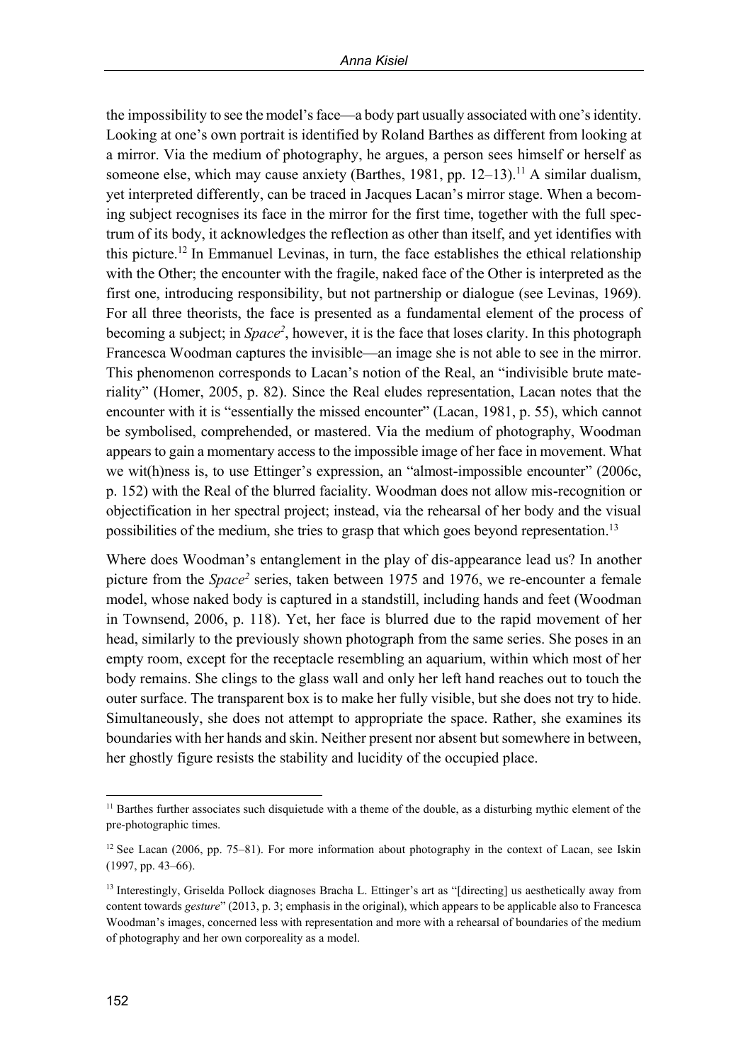the impossibility to see the model's face—a body part usually associated with one's identity. Looking at one's own portrait is identified by Roland Barthes as different from looking at a mirror. Via the medium of photography, he argues, a person sees himself or herself as someone else, which may cause anxiety (Barthes, 1981, pp. 12–13).[11] A similar dualism, yet interpreted differently, can be traced in Jacques Lacan's mirror stage. When a becoming subject recognises its face in the mirror for the first time, together with the full spectrum of its body, it acknowledges the reflection as other than itself, and yet identifies with this picture.[12] In Emmanuel Levinas, in turn, the face establishes the ethical relationship with the Other; the encounter with the fragile, naked face of the Other is interpreted as the first one, introducing responsibility, but not partnership or dialogue (see Levinas, 1969). For all three theorists, the face is presented as a fundamental element of the process of becoming a subject; in *Space²*, however, it is the face that loses clarity. In this photograph Francesca Woodman captures the invisible—an image she is not able to see in the mirror. This phenomenon corresponds to Lacan's notion of the Real, an "indivisible brute materiality" (Homer, 2005, p. 82). Since the Real eludes representation, Lacan notes that the encounter with it is "essentially the missed encounter" (Lacan, 1981, p. 55), which cannot be symbolised, comprehended, or mastered. Via the medium of photography, Woodman appears to gain a momentary access to the impossible image of her face in movement. What we wit(h)ness is, to use Ettinger's expression, an "almost-impossible encounter" (2006c, p. 152) with the Real of the blurred faciality. Woodman does not allow mis-recognition or objectification in her spectral project; instead, via the rehearsal of her body and the visual possibilities of the medium, she tries to grasp that which goes beyond representation.[13]

Where does Woodman's entanglement in the play of dis-appearance lead us? In another picture from the *Space²* series, taken between 1975 and 1976, we re-encounter a female model, whose naked body is captured in a standstill, including hands and feet (Woodman in Townsend, 2006, p. 118). Yet, her face is blurred due to the rapid movement of her head, similarly to the previously shown photograph from the same series. She poses in an empty room, except for the receptacle resembling an aquarium, within which most of her body remains. She clings to the glass wall and only her left hand reaches out to touch the outer surface. The transparent box is to make her fully visible, but she does not try to hide. Simultaneously, she does not attempt to appropriate the space. Rather, she examines its boundaries with her hands and skin. Neither present nor absent but somewhere in between, her ghostly figure resists the stability and lucidity of the occupied place.

[11] Barthes further associates such disquietude with a theme of the double, as a disturbing mythic element of the pre-photographic times.

[12] See Lacan (2006, pp. 75–81). For more information about photography in the context of Lacan, see Iskin (1997, pp. 43–66).

[13] Interestingly, Griselda Pollock diagnoses Bracha L. Ettinger's art as "[directing] us aesthetically away from content towards *gesture*" (2013, p. 3; emphasis in the original), which appears to be applicable also to Francesca Woodman's images, concerned less with representation and more with a rehearsal of boundaries of the medium of photography and her own corporeality as a model.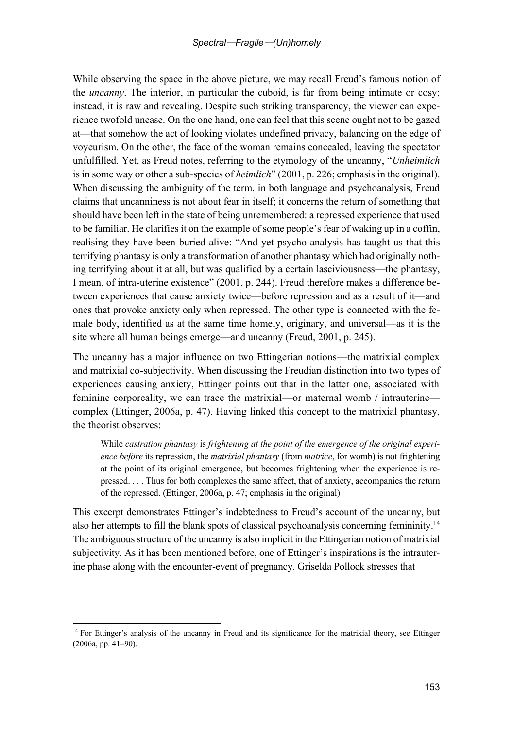While observing the space in the above picture, we may recall Freud's famous notion of the *uncanny*. The interior, in particular the cuboid, is far from being intimate or cosy; instead, it is raw and revealing. Despite such striking transparency, the viewer can experience twofold unease. On the one hand, one can feel that this scene ought not to be gazed at—that somehow the act of looking violates undefined privacy, balancing on the edge of voyeurism. On the other, the face of the woman remains concealed, leaving the spectator unfulfilled. Yet, as Freud notes, referring to the etymology of the uncanny, "*Unheimlich* is in some way or other a sub-species of *heimlich*" (2001, p. 226; emphasis in the original). When discussing the ambiguity of the term, in both language and psychoanalysis, Freud claims that uncanniness is not about fear in itself; it concerns the return of something that should have been left in the state of being unremembered: a repressed experience that used to be familiar. He clarifies it on the example of some people's fear of waking up in a coffin, realising they have been buried alive: "And yet psycho-analysis has taught us that this terrifying phantasy is only a transformation of another phantasy which had originally nothing terrifying about it at all, but was qualified by a certain lasciviousness—the phantasy, I mean, of intra-uterine existence" (2001, p. 244). Freud therefore makes a difference between experiences that cause anxiety twice—before repression and as a result of it—and ones that provoke anxiety only when repressed. The other type is connected with the female body, identified as at the same time homely, originary, and universal—as it is the site where all human beings emerge—and uncanny (Freud, 2001, p. 245).

The uncanny has a major influence on two Ettingerian notions—the matrixial complex and matrixial co-subjectivity. When discussing the Freudian distinction into two types of experiences causing anxiety, Ettinger points out that in the latter one, associated with feminine corporeality, we can trace the matrixial—or maternal womb / intrauterine—complex (Ettinger, 2006a, p. 47). Having linked this concept to the matrixial phantasy, the theorist observes:

> While *castration phantasy* is *frightening at the point of the emergence of the original experience before* its repression, the *matrixial phantasy* (from *matrice*, for womb) is not frightening at the point of its original emergence, but becomes frightening when the experience is repressed. . . . Thus for both complexes the same affect, that of anxiety, accompanies the return of the repressed. (Ettinger, 2006a, p. 47; emphasis in the original)

This excerpt demonstrates Ettinger's indebtedness to Freud's account of the uncanny, but also her attempts to fill the blank spots of classical psychoanalysis concerning femininity.[14] The ambiguous structure of the uncanny is also implicit in the Ettingerian notion of matrixial subjectivity. As it has been mentioned before, one of Ettinger's inspirations is the intrauterine phase along with the encounter-event of pregnancy. Griselda Pollock stresses that

[14] For Ettinger's analysis of the uncanny in Freud and its significance for the matrixial theory, see Ettinger (2006a, pp. 41–90).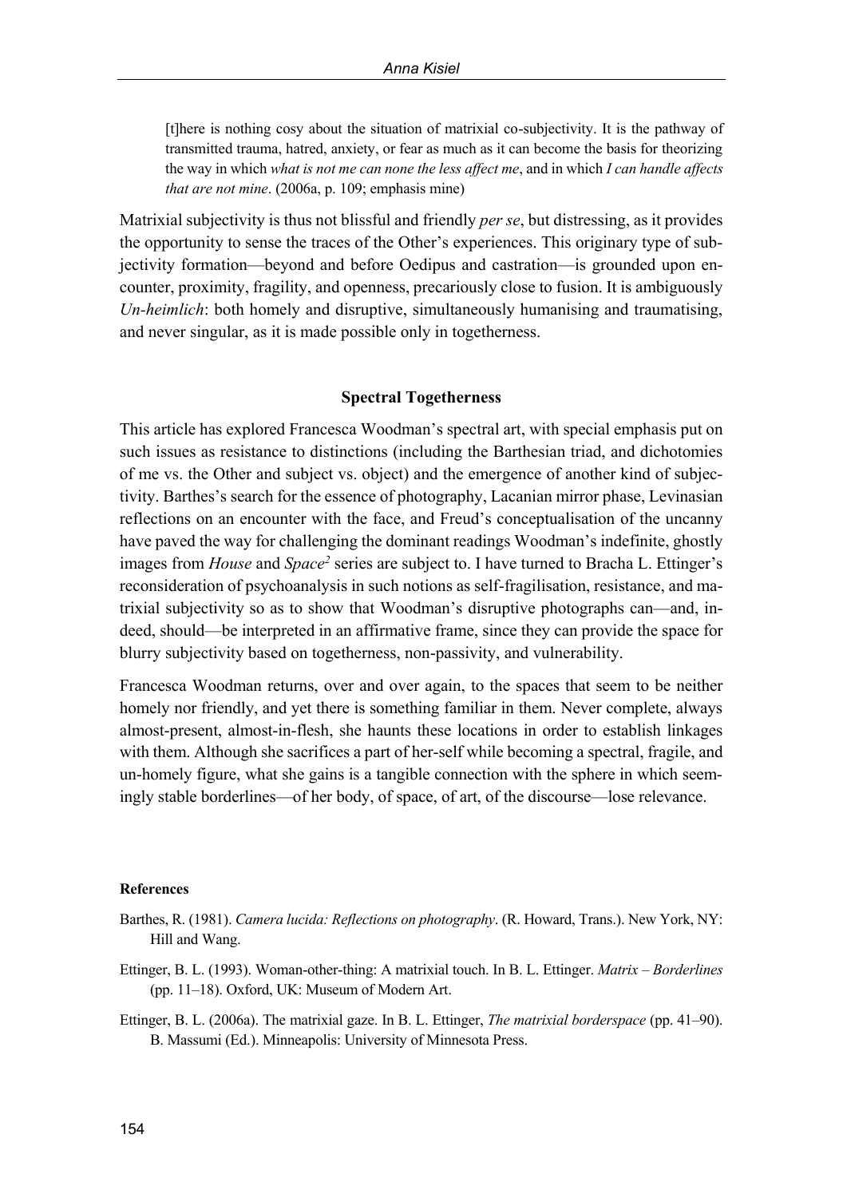> [t]here is nothing cosy about the situation of matrixial co-subjectivity. It is the pathway of transmitted trauma, hatred, anxiety, or fear as much as it can become the basis for theorizing the way in which *what is not me can none the less affect me*, and in which *I can handle affects that are not mine*. (2006a, p. 109; emphasis mine)

Matrixial subjectivity is thus not blissful and friendly *per se*, but distressing, as it provides the opportunity to sense the traces of the Other's experiences. This originary type of subjectivity formation—beyond and before Oedipus and castration—is grounded upon encounter, proximity, fragility, and openness, precariously close to fusion. It is ambiguously *Un-heimlich*: both homely and disruptive, simultaneously humanising and traumatising, and never singular, as it is made possible only in togetherness.

## Spectral Togetherness

This article has explored Francesca Woodman's spectral art, with special emphasis put on such issues as resistance to distinctions (including the Barthesian triad, and dichotomies of me vs. the Other and subject vs. object) and the emergence of another kind of subjectivity. Barthes's search for the essence of photography, Lacanian mirror phase, Levinasian reflections on an encounter with the face, and Freud's conceptualisation of the uncanny have paved the way for challenging the dominant readings Woodman's indefinite, ghostly images from *House* and *Space²* series are subject to. I have turned to Bracha L. Ettinger's reconsideration of psychoanalysis in such notions as self-fragilisation, resistance, and matrixial subjectivity so as to show that Woodman's disruptive photographs can—and, indeed, should—be interpreted in an affirmative frame, since they can provide the space for blurry subjectivity based on togetherness, non-passivity, and vulnerability.

Francesca Woodman returns, over and over again, to the spaces that seem to be neither homely nor friendly, and yet there is something familiar in them. Never complete, always almost-present, almost-in-flesh, she haunts these locations in order to establish linkages with them. Although she sacrifices a part of her-self while becoming a spectral, fragile, and un-homely figure, what she gains is a tangible connection with the sphere in which seemingly stable borderlines—of her body, of space, of art, of the discourse—lose relevance.

#### References

Barthes, R. (1981). *Camera lucida: Reflections on photography*. (R. Howard, Trans.). New York, NY: Hill and Wang.

Ettinger, B. L. (1993). Woman-other-thing: A matrixial touch. In B. L. Ettinger. *Matrix – Borderlines* (pp. 11–18). Oxford, UK: Museum of Modern Art.

Ettinger, B. L. (2006a). The matrixial gaze. In B. L. Ettinger, *The matrixial borderspace* (pp. 41–90). B. Massumi (Ed.). Minneapolis: University of Minnesota Press.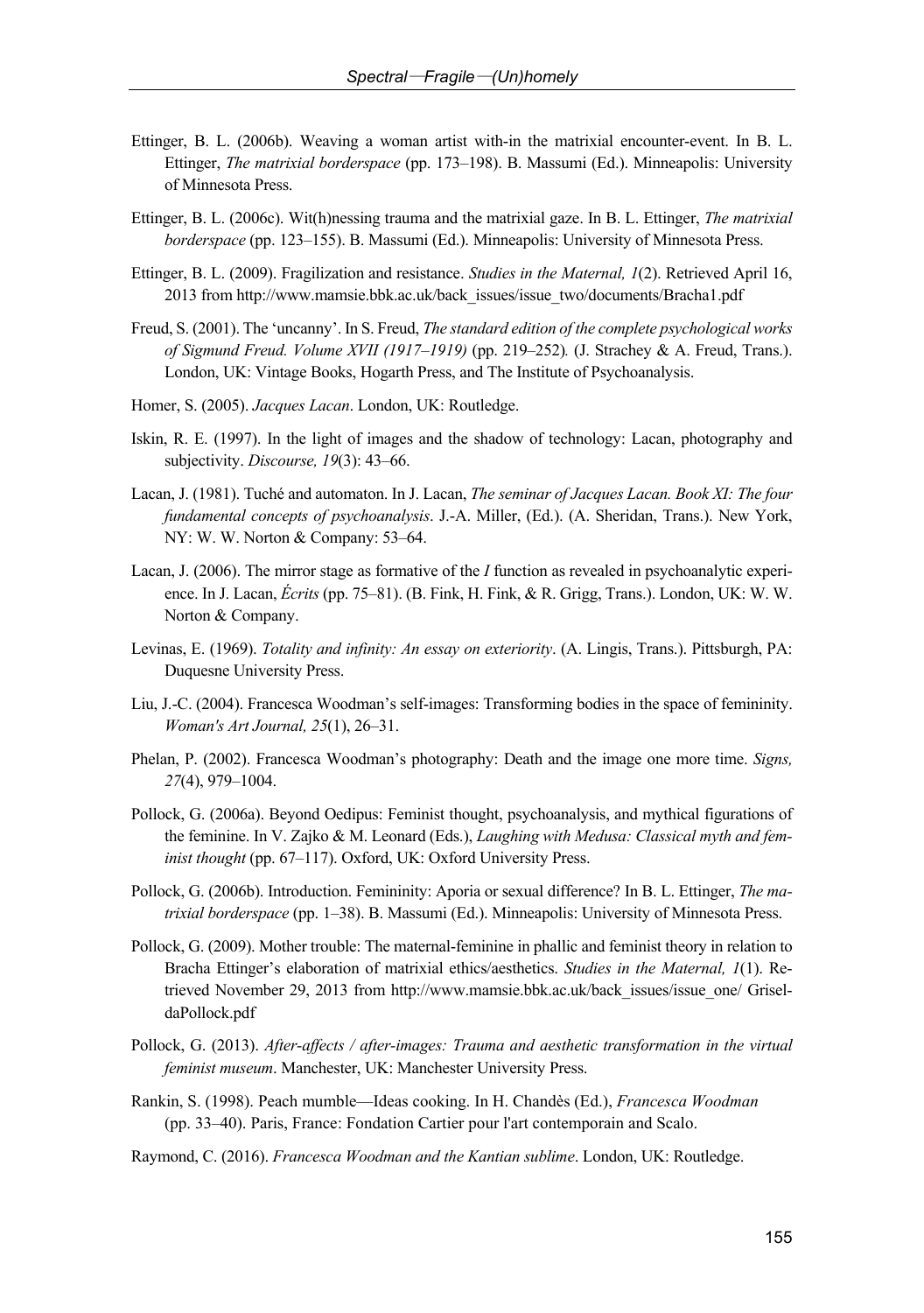Ettinger, B. L. (2006b). Weaving a woman artist with-in the matrixial encounter-event. In B. L. Ettinger, *The matrixial borderspace* (pp. 173–198). B. Massumi (Ed.). Minneapolis: University of Minnesota Press.

Ettinger, B. L. (2006c). Wit(h)nessing trauma and the matrixial gaze. In B. L. Ettinger, *The matrixial borderspace* (pp. 123–155). B. Massumi (Ed.). Minneapolis: University of Minnesota Press.

Ettinger, B. L. (2009). Fragilization and resistance. *Studies in the Maternal, 1*(2). Retrieved April 16, 2013 from http://www.mamsie.bbk.ac.uk/back_issues/issue_two/documents/Bracha1.pdf

Freud, S. (2001). The 'uncanny'. In S. Freud, *The standard edition of the complete psychological works of Sigmund Freud. Volume XVII (1917–1919)* (pp. 219–252)*.* (J. Strachey & A. Freud, Trans.). London, UK: Vintage Books, Hogarth Press, and The Institute of Psychoanalysis.

Homer, S. (2005). *Jacques Lacan*. London, UK: Routledge.

Iskin, R. E. (1997). In the light of images and the shadow of technology: Lacan, photography and subjectivity. *Discourse, 19*(3): 43–66.

Lacan, J. (1981). Tuché and automaton. In J. Lacan, *The seminar of Jacques Lacan. Book XI: The four fundamental concepts of psychoanalysis*. J.-A. Miller, (Ed.). (A. Sheridan, Trans.). New York, NY: W. W. Norton & Company: 53–64.

Lacan, J. (2006). The mirror stage as formative of the *I* function as revealed in psychoanalytic experience. In J. Lacan, *Écrits* (pp. 75–81). (B. Fink, H. Fink, & R. Grigg, Trans.). London, UK: W. W. Norton & Company.

Levinas, E. (1969). *Totality and infinity: An essay on exteriority*. (A. Lingis, Trans.). Pittsburgh, PA: Duquesne University Press.

Liu, J.-C. (2004). Francesca Woodman's self-images: Transforming bodies in the space of femininity. *Woman's Art Journal, 25*(1), 26–31.

Phelan, P. (2002). Francesca Woodman's photography: Death and the image one more time. *Signs, 27*(4), 979–1004.

Pollock, G. (2006a). Beyond Oedipus: Feminist thought, psychoanalysis, and mythical figurations of the feminine. In V. Zajko & M. Leonard (Eds.), *Laughing with Medusa: Classical myth and feminist thought* (pp. 67–117). Oxford, UK: Oxford University Press.

Pollock, G. (2006b). Introduction. Femininity: Aporia or sexual difference? In B. L. Ettinger, *The matrixial borderspace* (pp. 1–38). B. Massumi (Ed.). Minneapolis: University of Minnesota Press.

Pollock, G. (2009). Mother trouble: The maternal-feminine in phallic and feminist theory in relation to Bracha Ettinger's elaboration of matrixial ethics/aesthetics. *Studies in the Maternal, 1*(1). Retrieved November 29, 2013 from http://www.mamsie.bbk.ac.uk/back_issues/issue_one/ GriseldaPollock.pdf

Pollock, G. (2013). *After-affects / after-images: Trauma and aesthetic transformation in the virtual feminist museum*. Manchester, UK: Manchester University Press.

Rankin, S. (1998). Peach mumble—Ideas cooking. In H. Chandès (Ed.), *Francesca Woodman* (pp. 33–40). Paris, France: Fondation Cartier pour l'art contemporain and Scalo.

Raymond, C. (2016). *Francesca Woodman and the Kantian sublime*. London, UK: Routledge.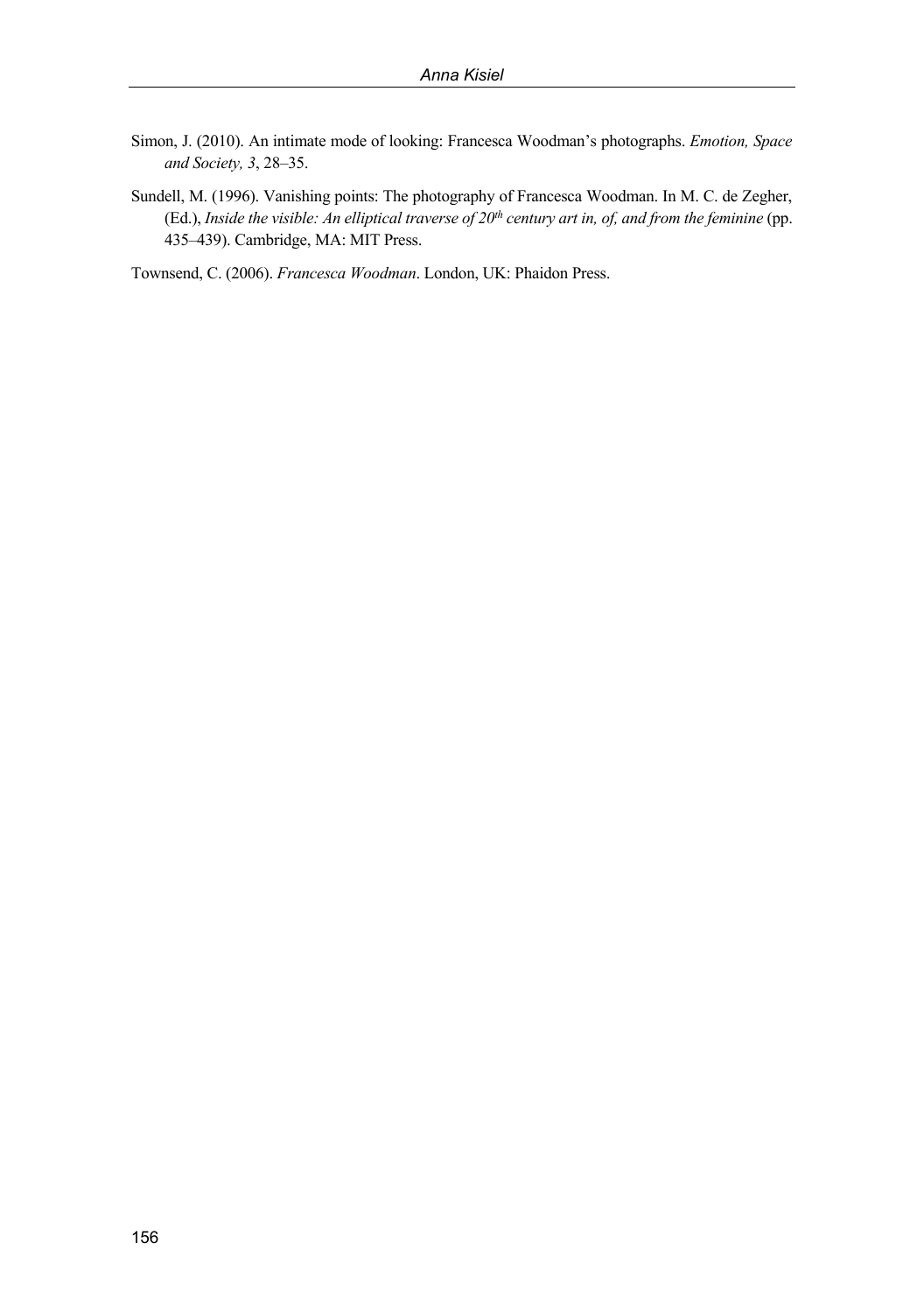Simon, J. (2010). An intimate mode of looking: Francesca Woodman's photographs. *Emotion, Space and Society, 3*, 28–35.

Sundell, M. (1996). Vanishing points: The photography of Francesca Woodman. In M. C. de Zegher, (Ed.), *Inside the visible: An elliptical traverse of 20th century art in, of, and from the feminine* (pp. 435–439). Cambridge, MA: MIT Press.

Townsend, C. (2006). *Francesca Woodman*. London, UK: Phaidon Press.